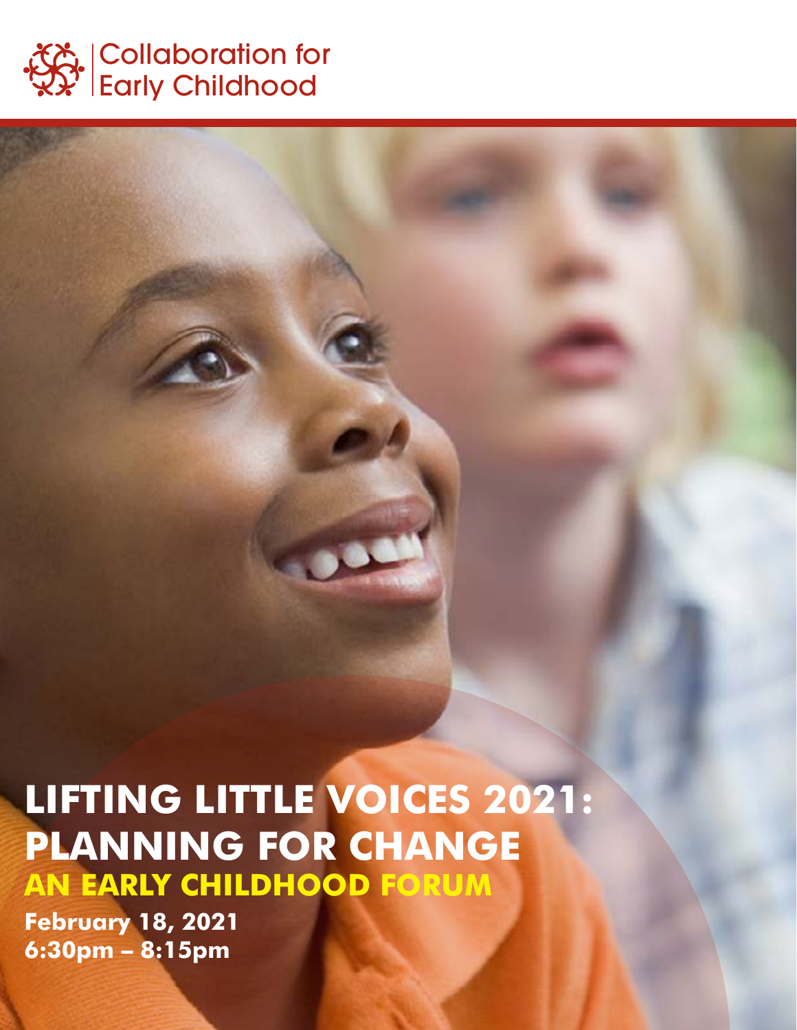Collaboration for Early Childhood

# LIFTING LITTLE VOICES 2021: PLANNING FOR CHANGE

## AN EARLY CHILDHOOD FORUM

**February 18, 2021**
**6:30pm – 8:15pm**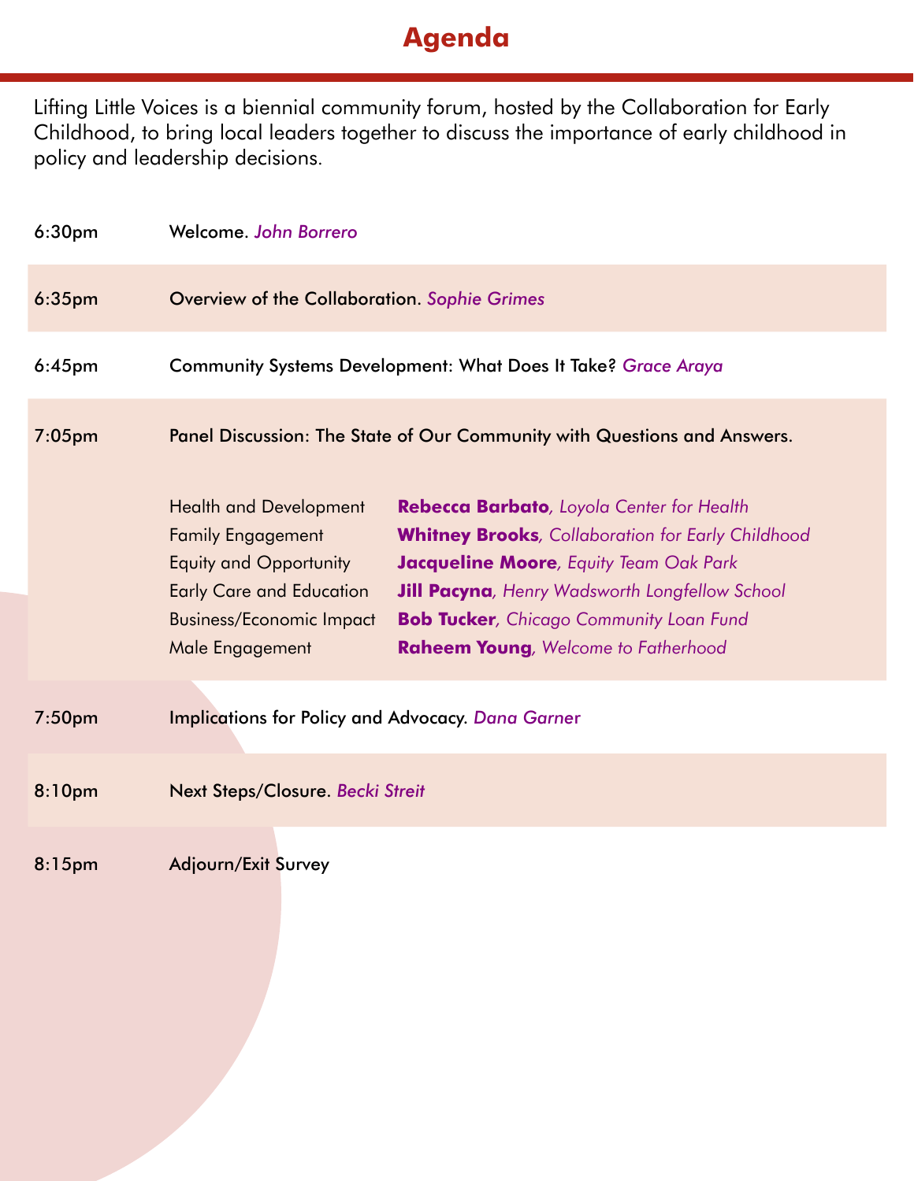# Agenda

Lifting Little Voices is a biennial community forum, hosted by the Collaboration for Early Childhood, to bring local leaders together to discuss the importance of early childhood in policy and leadership decisions.

| Time | Session |
|---|---|
| 6:30pm | Welcome. *John Borrero* |
| 6:35pm | Overview of the Collaboration. *Sophie Grimes* |
| 6:45pm | Community Systems Development: What Does It Take? *Grace Araya* |
| 7:05pm | Panel Discussion: The State of Our Community with Questions and Answers. |
| 7:50pm | Implications for Policy and Advocacy. *Dana Garner* |
| 8:10pm | Next Steps/Closure. *Becki Streit* |
| 8:15pm | Adjourn/Exit Survey |

Panel Discussion (7:05pm):

| Topic | Panelist |
|---|---|
| Health and Development | **Rebecca Barbato**, *Loyola Center for Health* |
| Family Engagement | **Whitney Brooks**, *Collaboration for Early Childhood* |
| Equity and Opportunity | **Jacqueline Moore**, *Equity Team Oak Park* |
| Early Care and Education | **Jill Pacyna**, *Henry Wadsworth Longfellow School* |
| Business/Economic Impact | **Bob Tucker**, *Chicago Community Loan Fund* |
| Male Engagement | **Raheem Young**, *Welcome to Fatherhood* |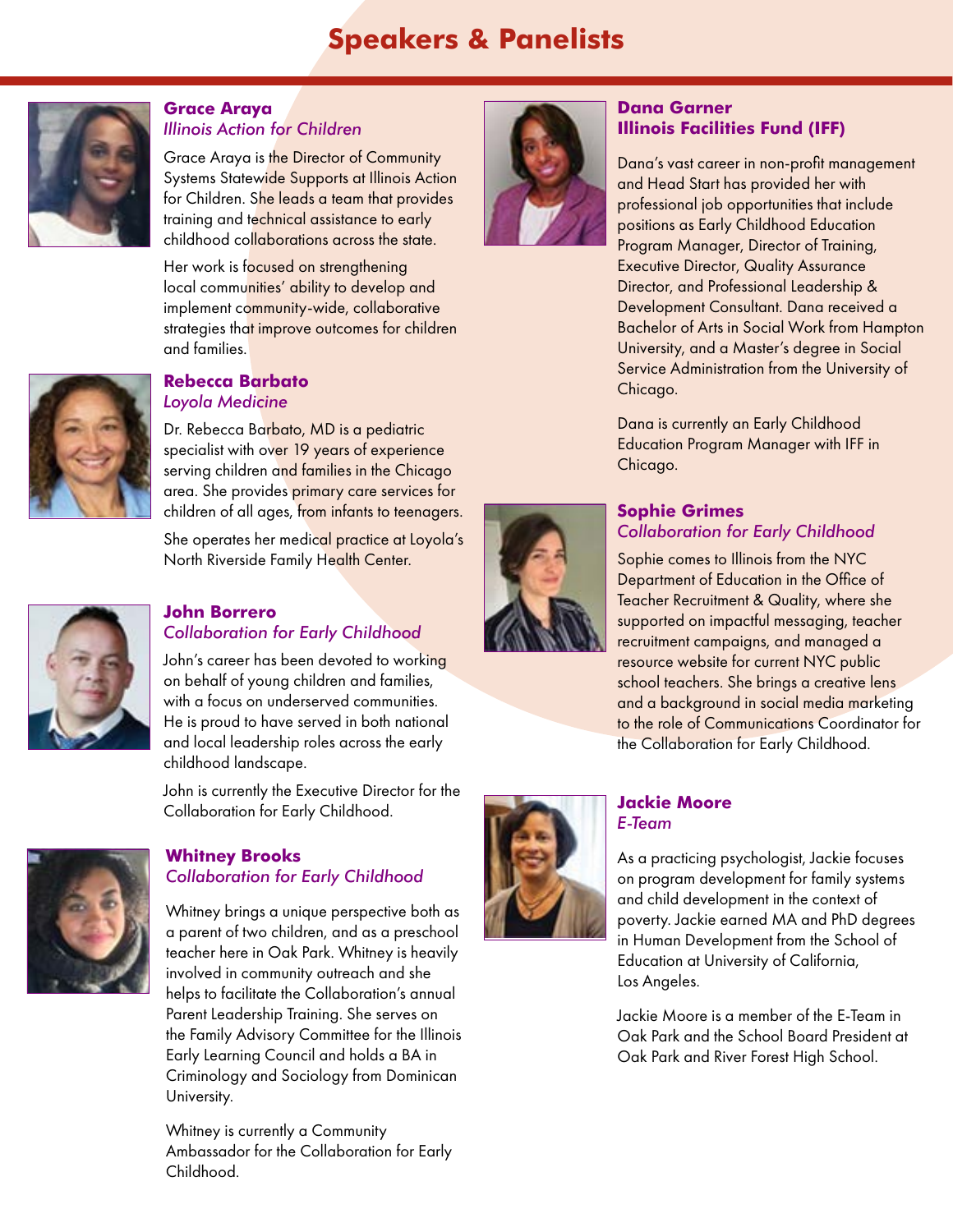# Speakers & Panelists

### Grace Araya
*Illinois Action for Children*

Grace Araya is the Director of Community Systems Statewide Supports at Illinois Action for Children. She leads a team that provides training and technical assistance to early childhood collaborations across the state.

Her work is focused on strengthening local communities' ability to develop and implement community-wide, collaborative strategies that improve outcomes for children and families.

### Rebecca Barbato
*Loyola Medicine*

Dr. Rebecca Barbato, MD is a pediatric specialist with over 19 years of experience serving children and families in the Chicago area. She provides primary care services for children of all ages, from infants to teenagers.

She operates her medical practice at Loyola's North Riverside Family Health Center.

### John Borrero
*Collaboration for Early Childhood*

John's career has been devoted to working on behalf of young children and families, with a focus on underserved communities. He is proud to have served in both national and local leadership roles across the early childhood landscape.

John is currently the Executive Director for the Collaboration for Early Childhood.

### Whitney Brooks
*Collaboration for Early Childhood*

Whitney brings a unique perspective both as a parent of two children, and as a preschool teacher here in Oak Park. Whitney is heavily involved in community outreach and she helps to facilitate the Collaboration's annual Parent Leadership Training. She serves on the Family Advisory Committee for the Illinois Early Learning Council and holds a BA in Criminology and Sociology from Dominican University.

Whitney is currently a Community Ambassador for the Collaboration for Early Childhood.

### Dana Garner
**Illinois Facilities Fund (IFF)**

Dana's vast career in non-profit management and Head Start has provided her with professional job opportunities that include positions as Early Childhood Education Program Manager, Director of Training, Executive Director, Quality Assurance Director, and Professional Leadership & Development Consultant. Dana received a Bachelor of Arts in Social Work from Hampton University, and a Master's degree in Social Service Administration from the University of Chicago.

Dana is currently an Early Childhood Education Program Manager with IFF in Chicago.

### Sophie Grimes
*Collaboration for Early Childhood*

Sophie comes to Illinois from the NYC Department of Education in the Office of Teacher Recruitment & Quality, where she supported on impactful messaging, teacher recruitment campaigns, and managed a resource website for current NYC public school teachers. She brings a creative lens and a background in social media marketing to the role of Communications Coordinator for the Collaboration for Early Childhood.

### Jackie Moore
*E-Team*

As a practicing psychologist, Jackie focuses on program development for family systems and child development in the context of poverty. Jackie earned MA and PhD degrees in Human Development from the School of Education at University of California, Los Angeles.

Jackie Moore is a member of the E-Team in Oak Park and the School Board President at Oak Park and River Forest High School.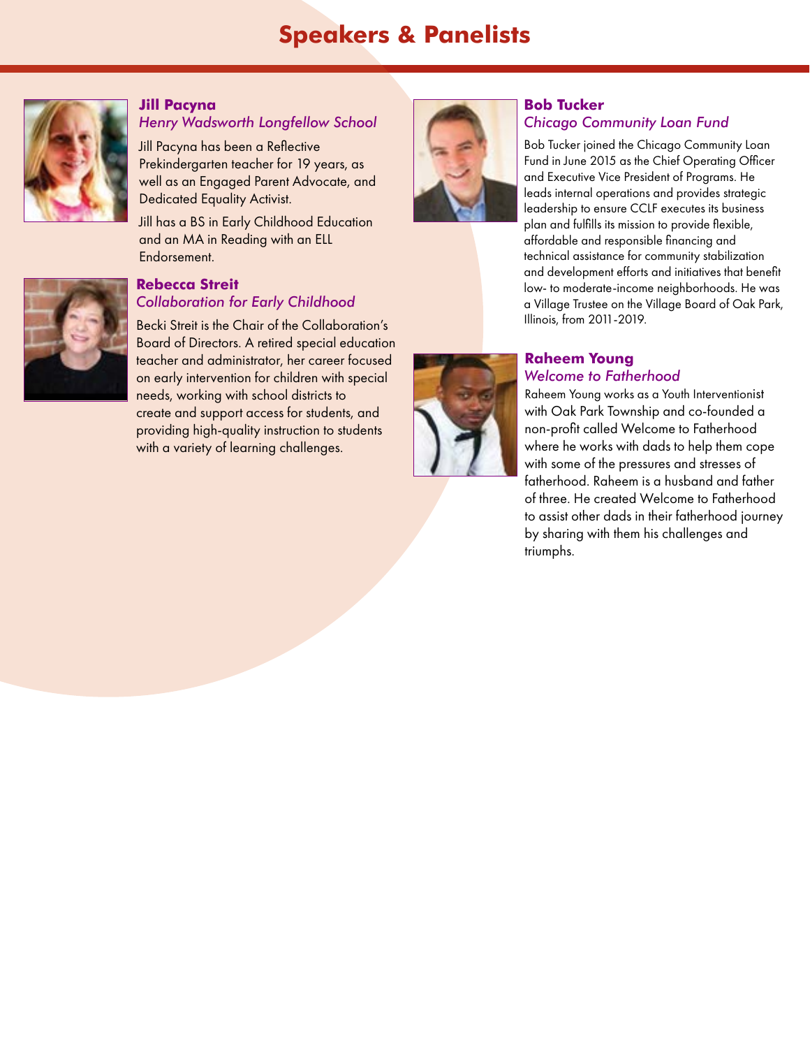# Speakers & Panelists

### Jill Pacyna
*Henry Wadsworth Longfellow School*

Jill Pacyna has been a Reflective Prekindergarten teacher for 19 years, as well as an Engaged Parent Advocate, and Dedicated Equality Activist.

Jill has a BS in Early Childhood Education and an MA in Reading with an ELL Endorsement.

### Rebecca Streit
*Collaboration for Early Childhood*

Becki Streit is the Chair of the Collaboration's Board of Directors. A retired special education teacher and administrator, her career focused on early intervention for children with special needs, working with school districts to create and support access for students, and providing high-quality instruction to students with a variety of learning challenges.

### Bob Tucker
*Chicago Community Loan Fund*

Bob Tucker joined the Chicago Community Loan Fund in June 2015 as the Chief Operating Officer and Executive Vice President of Programs. He leads internal operations and provides strategic leadership to ensure CCLF executes its business plan and fulfills its mission to provide flexible, affordable and responsible financing and technical assistance for community stabilization and development efforts and initiatives that benefit low- to moderate-income neighborhoods. He was a Village Trustee on the Village Board of Oak Park, Illinois, from 2011-2019.

### Raheem Young
*Welcome to Fatherhood*

Raheem Young works as a Youth Interventionist with Oak Park Township and co-founded a non-profit called Welcome to Fatherhood where he works with dads to help them cope with some of the pressures and stresses of fatherhood. Raheem is a husband and father of three. He created Welcome to Fatherhood to assist other dads in their fatherhood journey by sharing with them his challenges and triumphs.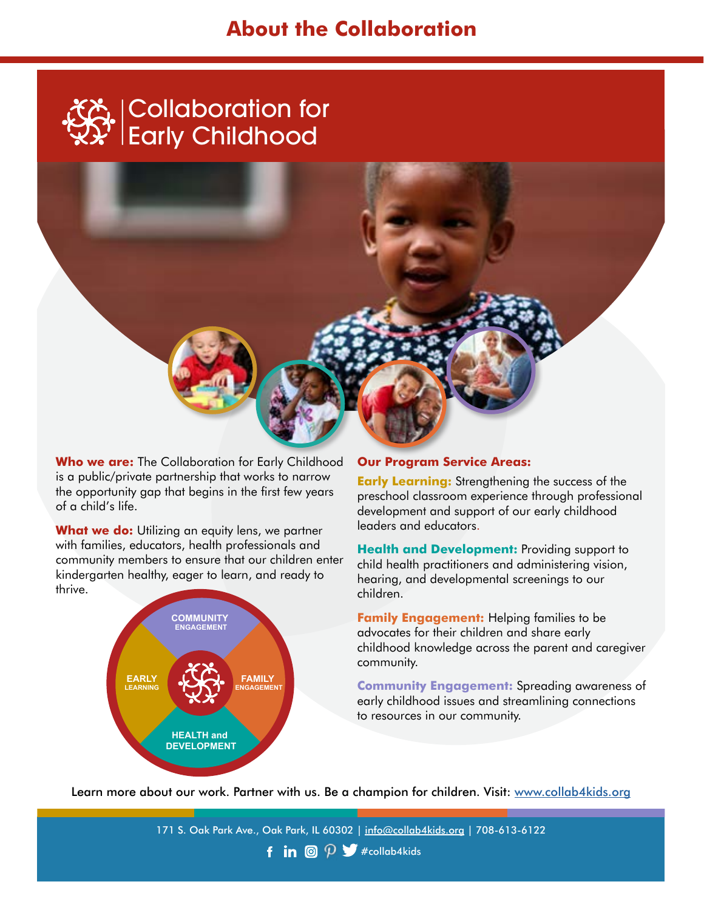# About the Collaboration

## Collaboration for Early Childhood

**Who we are:** The Collaboration for Early Childhood is a public/private partnership that works to narrow the opportunity gap that begins in the first few years of a child's life.

**What we do:** Utilizing an equity lens, we partner with families, educators, health professionals and community members to ensure that our children enter kindergarten healthy, eager to learn, and ready to thrive.

COMMUNITY ENGAGEMENT

EARLY LEARNING

FAMILY ENGAGEMENT

HEALTH and DEVELOPMENT

**Our Program Service Areas:**

**Early Learning:** Strengthening the success of the preschool classroom experience through professional development and support of our early childhood leaders and educators.

**Health and Development:** Providing support to child health practitioners and administering vision, hearing, and developmental screenings to our children.

**Family Engagement:** Helping families to be advocates for their children and share early childhood knowledge across the parent and caregiver community.

**Community Engagement:** Spreading awareness of early childhood issues and streamlining connections to resources in our community.

Learn more about our work. Partner with us. Be a champion for children. Visit: www.collab4kids.org

171 S. Oak Park Ave., Oak Park, IL 60302 | info@collab4kids.org | 708-613-6122

#collab4kids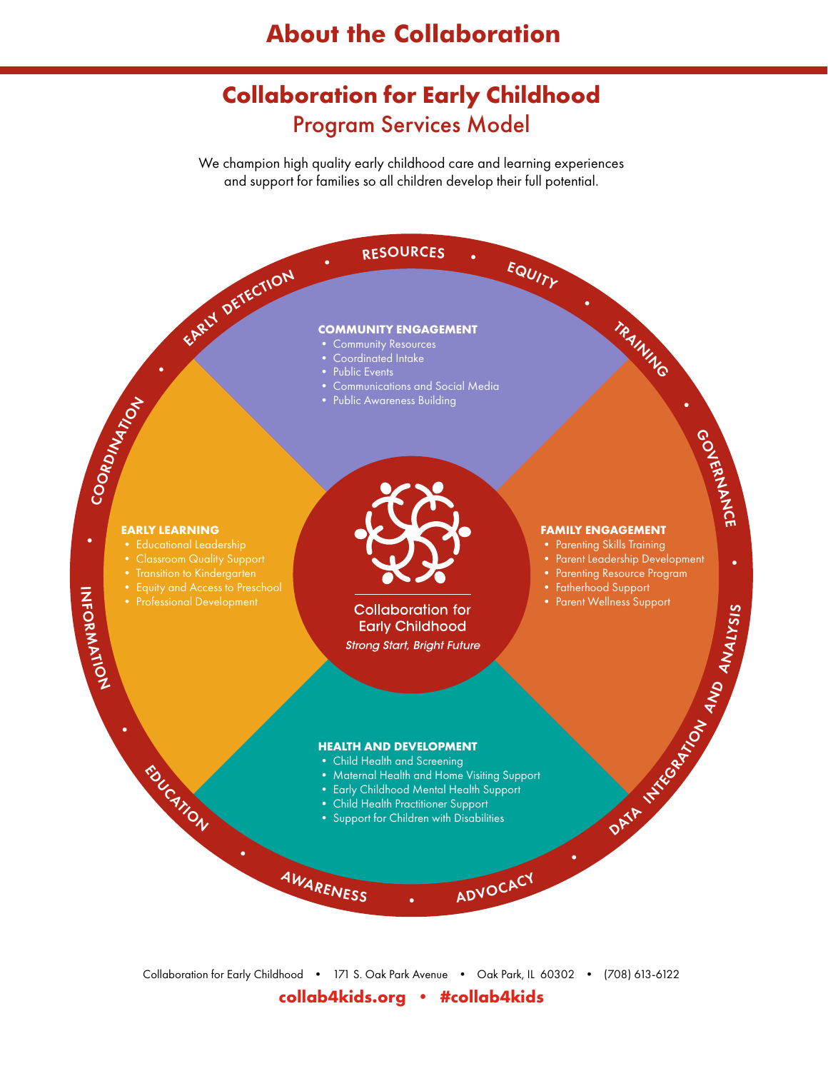# About the Collaboration

## Collaboration for Early Childhood
Program Services Model

We champion high quality early childhood care and learning experiences and support for families so all children develop their full potential.

RESOURCES • EQUITY • TRAINING • GOVERNANCE • DATA INTEGRATION AND ANALYSIS • ADVOCACY • AWARENESS • EDUCATION • INFORMATION • COORDINATION • EARLY DETECTION

**COMMUNITY ENGAGEMENT**
- Community Resources
- Coordinated Intake
- Public Events
- Communications and Social Media
- Public Awareness Building

**EARLY LEARNING**
- Educational Leadership
- Classroom Quality Support
- Transition to Kindergarten
- Equity and Access to Preschool
- Professional Development

Collaboration for Early Childhood
*Strong Start, Bright Future*

**FAMILY ENGAGEMENT**
- Parenting Skills Training
- Parent Leadership Development
- Parenting Resource Program
- Fatherhood Support
- Parent Wellness Support

**HEALTH AND DEVELOPMENT**
- Child Health and Screening
- Maternal Health and Home Visiting Support
- Early Childhood Mental Health Support
- Child Health Practitioner Support
- Support for Children with Disabilities

Collaboration for Early Childhood • 171 S. Oak Park Avenue • Oak Park, IL 60302 • (708) 613-6122

**collab4kids.org • #collab4kids**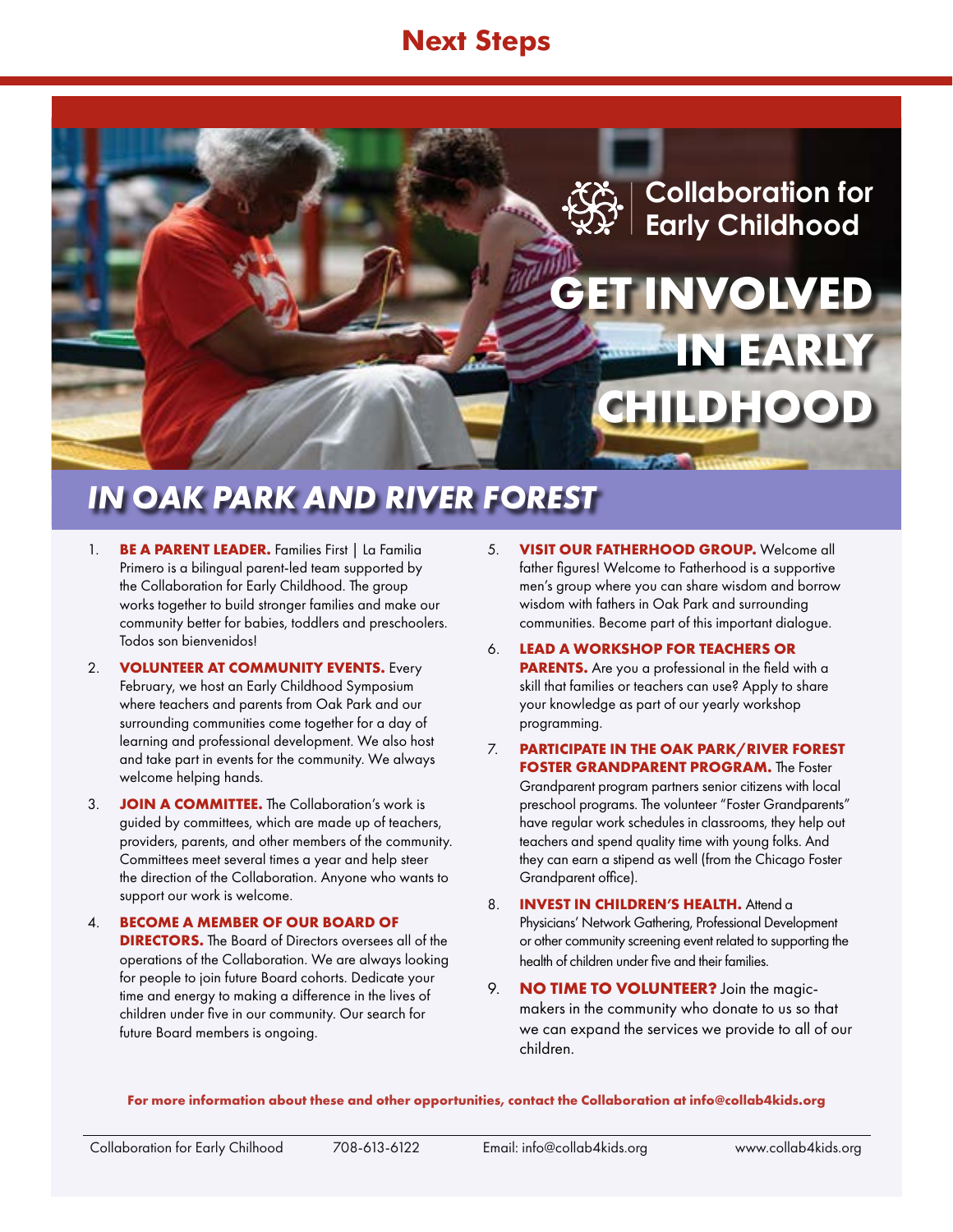# Next Steps

Collaboration for Early Childhood

# GET INVOLVED IN EARLY CHILDHOOD

## *IN OAK PARK AND RIVER FOREST*

1. **BE A PARENT LEADER.** Families First | La Familia Primero is a bilingual parent-led team supported by the Collaboration for Early Childhood. The group works together to build stronger families and make our community better for babies, toddlers and preschoolers. Todos son bienvenidos!
2. **VOLUNTEER AT COMMUNITY EVENTS.** Every February, we host an Early Childhood Symposium where teachers and parents from Oak Park and our surrounding communities come together for a day of learning and professional development. We also host and take part in events for the community. We always welcome helping hands.
3. **JOIN A COMMITTEE.** The Collaboration's work is guided by committees, which are made up of teachers, providers, parents, and other members of the community. Committees meet several times a year and help steer the direction of the Collaboration. Anyone who wants to support our work is welcome.
4. **BECOME A MEMBER OF OUR BOARD OF DIRECTORS.** The Board of Directors oversees all of the operations of the Collaboration. We are always looking for people to join future Board cohorts. Dedicate your time and energy to making a difference in the lives of children under five in our community. Our search for future Board members is ongoing.
5. **VISIT OUR FATHERHOOD GROUP.** Welcome all father figures! Welcome to Fatherhood is a supportive men's group where you can share wisdom and borrow wisdom with fathers in Oak Park and surrounding communities. Become part of this important dialogue.
6. **LEAD A WORKSHOP FOR TEACHERS OR PARENTS.** Are you a professional in the field with a skill that families or teachers can use? Apply to share your knowledge as part of our yearly workshop programming.
7. **PARTICIPATE IN THE OAK PARK/RIVER FOREST FOSTER GRANDPARENT PROGRAM.** The Foster Grandparent program partners senior citizens with local preschool programs. The volunteer "Foster Grandparents" have regular work schedules in classrooms, they help out teachers and spend quality time with young folks. And they can earn a stipend as well (from the Chicago Foster Grandparent office).
8. **INVEST IN CHILDREN'S HEALTH.** Attend a Physicians' Network Gathering, Professional Development or other community screening event related to supporting the health of children under five and their families.
9. **NO TIME TO VOLUNTEER?** Join the magic-makers in the community who donate to us so that we can expand the services we provide to all of our children.

**For more information about these and other opportunities, contact the Collaboration at info@collab4kids.org**

Collaboration for Early Chilhood | 708-613-6122 | Email: info@collab4kids.org | www.collab4kids.org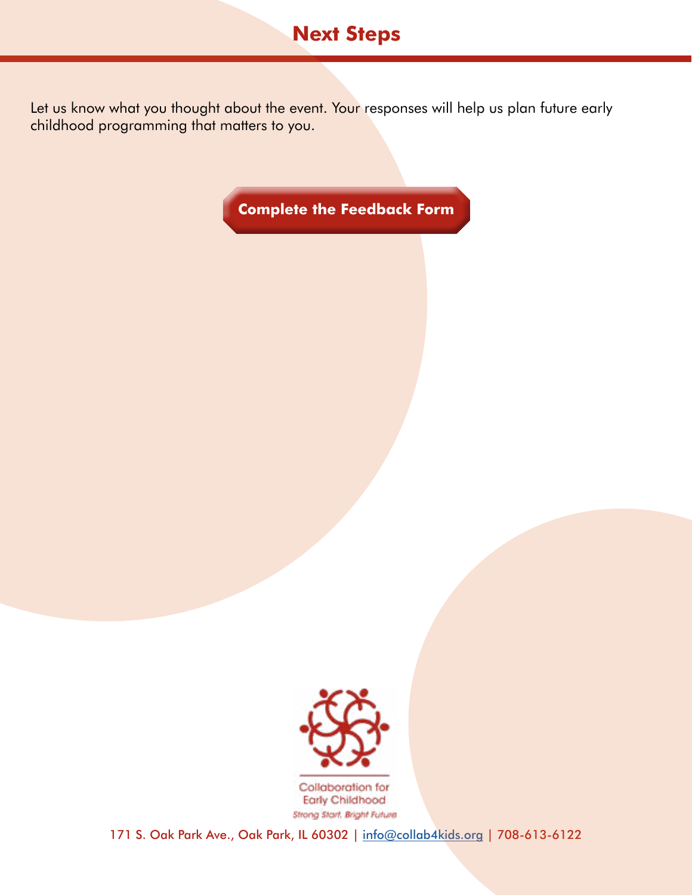## Next Steps

Let us know what you thought about the event. Your responses will help us plan future early childhood programming that matters to you.

**Complete the Feedback Form**

Collaboration for Early Childhood

*Strong Start, Bright Future*

171 S. Oak Park Ave., Oak Park, IL 60302 | info@collab4kids.org | 708-613-6122